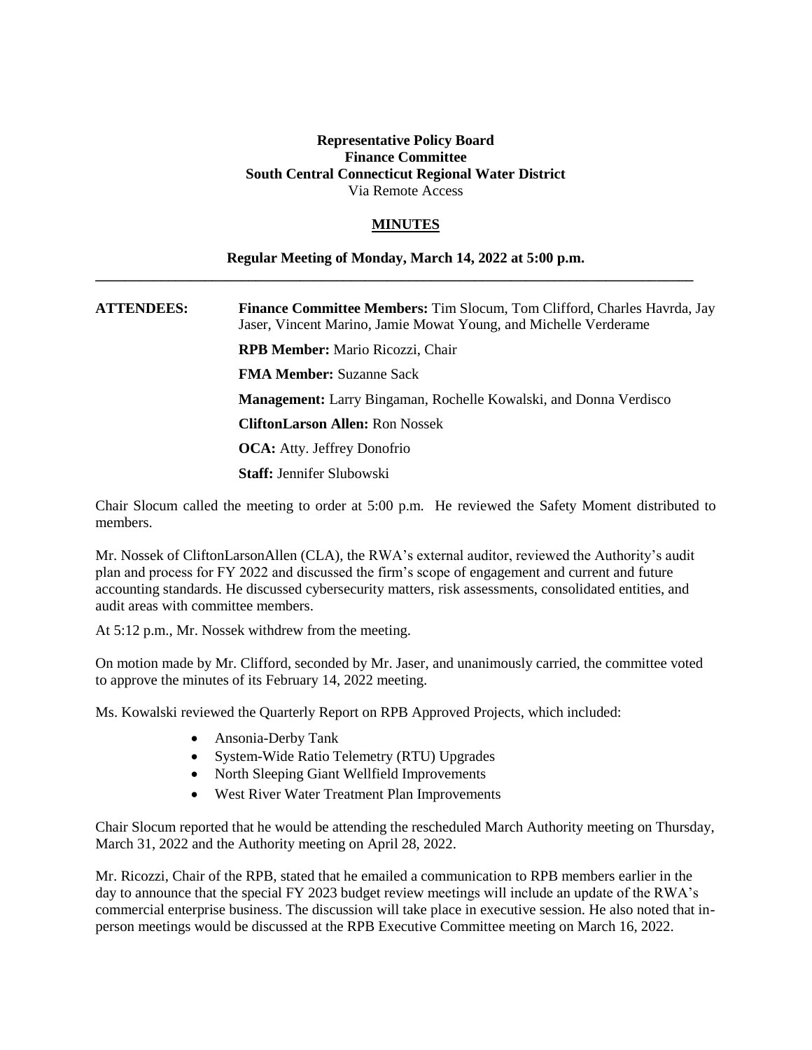**Representative Policy Board**
**Finance Committee**
**South Central Connecticut Regional Water District**
Via Remote Access

## MINUTES

**Regular Meeting of Monday, March 14, 2022 at 5:00 p.m.**

---

**ATTENDEES:** **Finance Committee Members:** Tim Slocum, Tom Clifford, Charles Havrda, Jay Jaser, Vincent Marino, Jamie Mowat Young, and Michelle Verderame

**RPB Member:** Mario Ricozzi, Chair

**FMA Member:** Suzanne Sack

**Management:** Larry Bingaman, Rochelle Kowalski, and Donna Verdisco

**CliftonLarson Allen:** Ron Nossek

**OCA:** Atty. Jeffrey Donofrio

**Staff:** Jennifer Slubowski

Chair Slocum called the meeting to order at 5:00 p.m. He reviewed the Safety Moment distributed to members.

Mr. Nossek of CliftonLarsonAllen (CLA), the RWA's external auditor, reviewed the Authority's audit plan and process for FY 2022 and discussed the firm's scope of engagement and current and future accounting standards. He discussed cybersecurity matters, risk assessments, consolidated entities, and audit areas with committee members.

At 5:12 p.m., Mr. Nossek withdrew from the meeting.

On motion made by Mr. Clifford, seconded by Mr. Jaser, and unanimously carried, the committee voted to approve the minutes of its February 14, 2022 meeting.

Ms. Kowalski reviewed the Quarterly Report on RPB Approved Projects, which included:

- Ansonia-Derby Tank
- System-Wide Ratio Telemetry (RTU) Upgrades
- North Sleeping Giant Wellfield Improvements
- West River Water Treatment Plan Improvements

Chair Slocum reported that he would be attending the rescheduled March Authority meeting on Thursday, March 31, 2022 and the Authority meeting on April 28, 2022.

Mr. Ricozzi, Chair of the RPB, stated that he emailed a communication to RPB members earlier in the day to announce that the special FY 2023 budget review meetings will include an update of the RWA's commercial enterprise business. The discussion will take place in executive session. He also noted that in-person meetings would be discussed at the RPB Executive Committee meeting on March 16, 2022.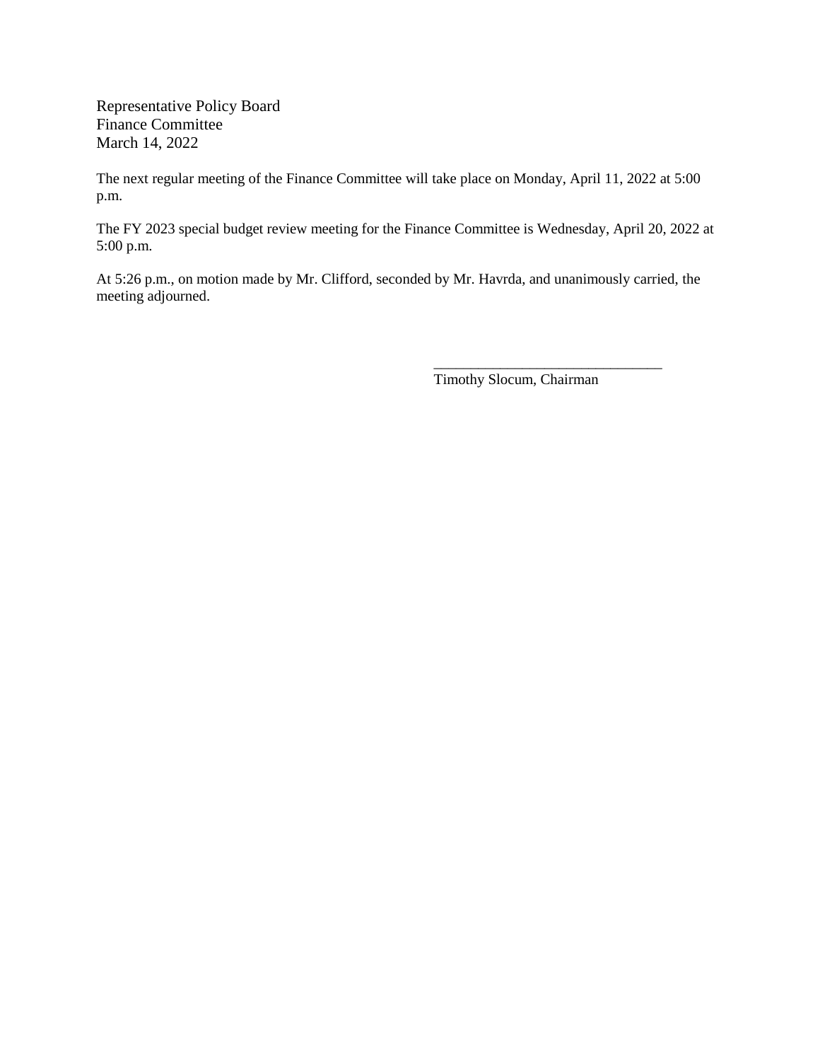Representative Policy Board
Finance Committee
March 14, 2022

The next regular meeting of the Finance Committee will take place on Monday, April 11, 2022 at 5:00 p.m.

The FY 2023 special budget review meeting for the Finance Committee is Wednesday, April 20, 2022 at 5:00 p.m.

At 5:26 p.m., on motion made by Mr. Clifford, seconded by Mr. Havrda, and unanimously carried, the meeting adjourned.

_______________________________
Timothy Slocum, Chairman